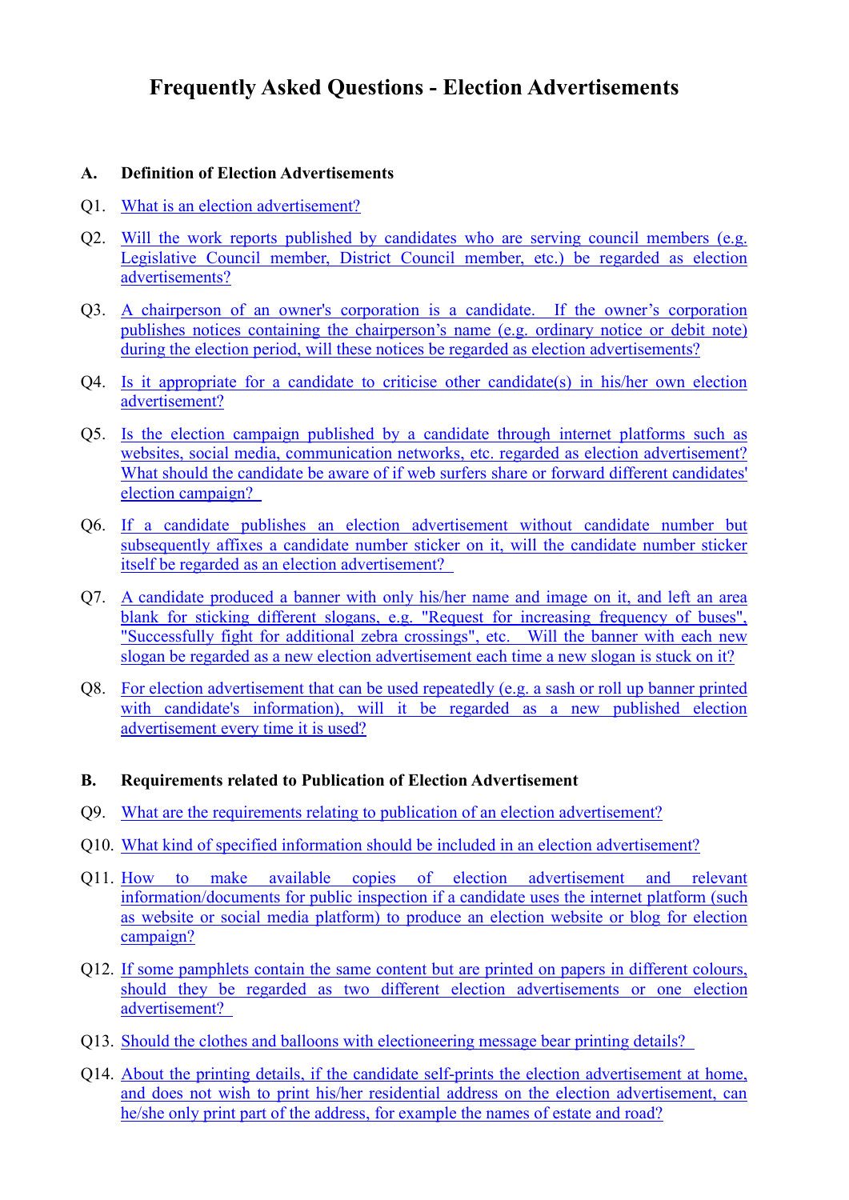# Frequently Asked Questions - Election Advertisements

## A. Definition of Election Advertisements

Q1. What is an election advertisement?

Q2. Will the work reports published by candidates who are serving council members (e.g. Legislative Council member, District Council member, etc.) be regarded as election advertisements?

Q3. A chairperson of an owner's corporation is a candidate. If the owner's corporation publishes notices containing the chairperson's name (e.g. ordinary notice or debit note) during the election period, will these notices be regarded as election advertisements?

Q4. Is it appropriate for a candidate to criticise other candidate(s) in his/her own election advertisement?

Q5. Is the election campaign published by a candidate through internet platforms such as websites, social media, communication networks, etc. regarded as election advertisement? What should the candidate be aware of if web surfers share or forward different candidates' election campaign?

Q6. If a candidate publishes an election advertisement without candidate number but subsequently affixes a candidate number sticker on it, will the candidate number sticker itself be regarded as an election advertisement?

Q7. A candidate produced a banner with only his/her name and image on it, and left an area blank for sticking different slogans, e.g. "Request for increasing frequency of buses", "Successfully fight for additional zebra crossings", etc. Will the banner with each new slogan be regarded as a new election advertisement each time a new slogan is stuck on it?

Q8. For election advertisement that can be used repeatedly (e.g. a sash or roll up banner printed with candidate's information), will it be regarded as a new published election advertisement every time it is used?

## B. Requirements related to Publication of Election Advertisement

Q9. What are the requirements relating to publication of an election advertisement?

Q10. What kind of specified information should be included in an election advertisement?

Q11. How to make available copies of election advertisement and relevant information/documents for public inspection if a candidate uses the internet platform (such as website or social media platform) to produce an election website or blog for election campaign?

Q12. If some pamphlets contain the same content but are printed on papers in different colours, should they be regarded as two different election advertisements or one election advertisement?

Q13. Should the clothes and balloons with electioneering message bear printing details?

Q14. About the printing details, if the candidate self-prints the election advertisement at home, and does not wish to print his/her residential address on the election advertisement, can he/she only print part of the address, for example the names of estate and road?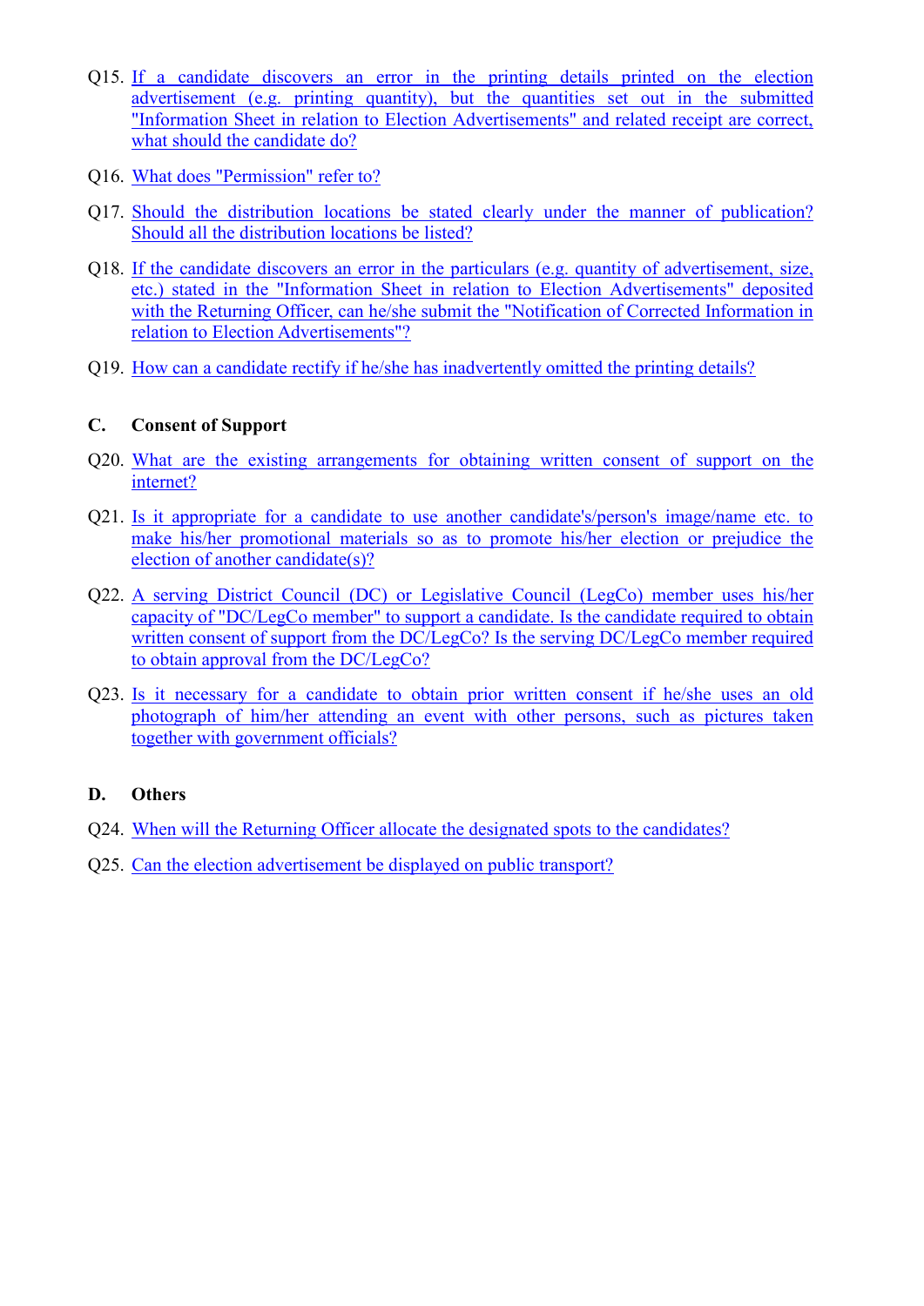Q15. If a candidate discovers an error in the printing details printed on the election advertisement (e.g. printing quantity), but the quantities set out in the submitted "Information Sheet in relation to Election Advertisements" and related receipt are correct, what should the candidate do?

Q16. What does "Permission" refer to?

Q17. Should the distribution locations be stated clearly under the manner of publication? Should all the distribution locations be listed?

Q18. If the candidate discovers an error in the particulars (e.g. quantity of advertisement, size, etc.) stated in the "Information Sheet in relation to Election Advertisements" deposited with the Returning Officer, can he/she submit the "Notification of Corrected Information in relation to Election Advertisements"?

Q19. How can a candidate rectify if he/she has inadvertently omitted the printing details?

## C. Consent of Support

Q20. What are the existing arrangements for obtaining written consent of support on the internet?

Q21. Is it appropriate for a candidate to use another candidate's/person's image/name etc. to make his/her promotional materials so as to promote his/her election or prejudice the election of another candidate(s)?

Q22. A serving District Council (DC) or Legislative Council (LegCo) member uses his/her capacity of "DC/LegCo member" to support a candidate. Is the candidate required to obtain written consent of support from the DC/LegCo? Is the serving DC/LegCo member required to obtain approval from the DC/LegCo?

Q23. Is it necessary for a candidate to obtain prior written consent if he/she uses an old photograph of him/her attending an event with other persons, such as pictures taken together with government officials?

## D. Others

Q24. When will the Returning Officer allocate the designated spots to the candidates?

Q25. Can the election advertisement be displayed on public transport?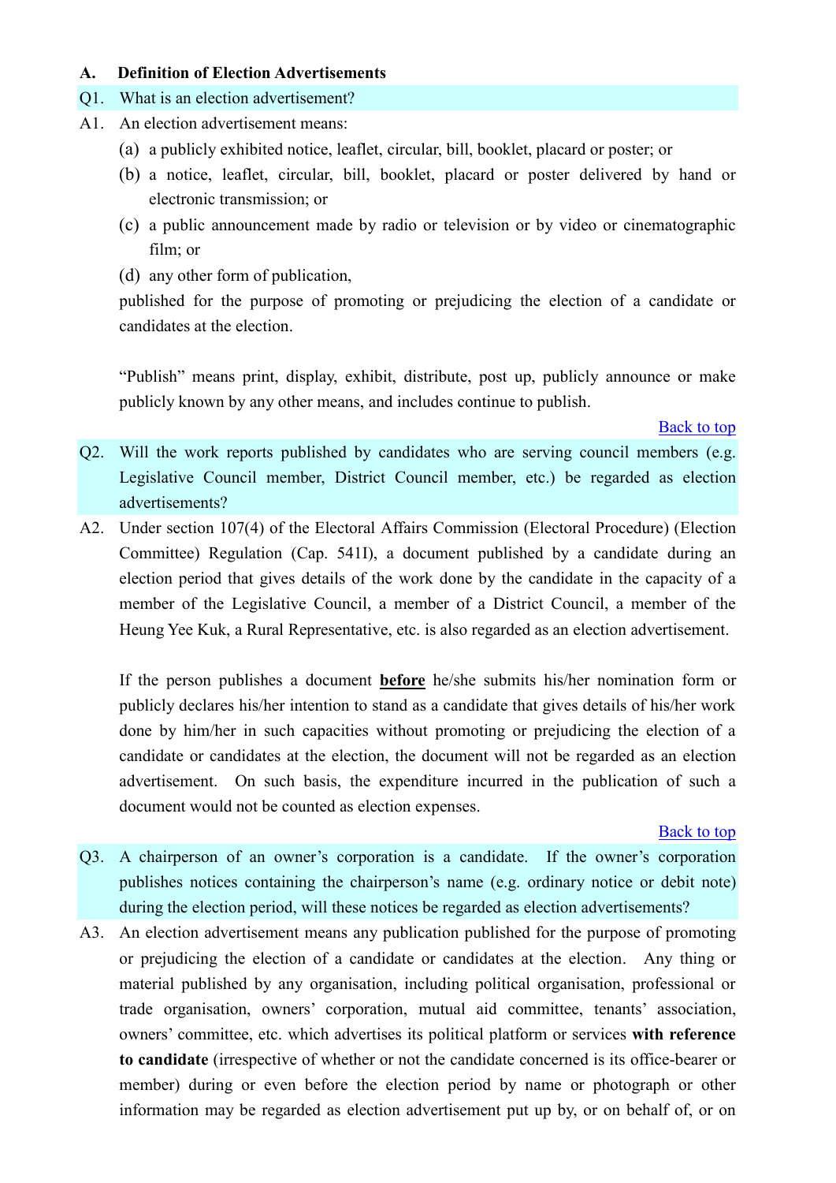## A. Definition of Election Advertisements

**Q1. What is an election advertisement?**

A1. An election advertisement means:

(a) a publicly exhibited notice, leaflet, circular, bill, booklet, placard or poster; or

(b) a notice, leaflet, circular, bill, booklet, placard or poster delivered by hand or electronic transmission; or

(c) a public announcement made by radio or television or by video or cinematographic film; or

(d) any other form of publication,

published for the purpose of promoting or prejudicing the election of a candidate or candidates at the election.

"Publish" means print, display, exhibit, distribute, post up, publicly announce or make publicly known by any other means, and includes continue to publish.

[Back to top]

**Q2. Will the work reports published by candidates who are serving council members (e.g. Legislative Council member, District Council member, etc.) be regarded as election advertisements?**

A2. Under section 107(4) of the Electoral Affairs Commission (Electoral Procedure) (Election Committee) Regulation (Cap. 541I), a document published by a candidate during an election period that gives details of the work done by the candidate in the capacity of a member of the Legislative Council, a member of a District Council, a member of the Heung Yee Kuk, a Rural Representative, etc. is also regarded as an election advertisement.

If the person publishes a document **before** he/she submits his/her nomination form or publicly declares his/her intention to stand as a candidate that gives details of his/her work done by him/her in such capacities without promoting or prejudicing the election of a candidate or candidates at the election, the document will not be regarded as an election advertisement. On such basis, the expenditure incurred in the publication of such a document would not be counted as election expenses.

[Back to top]

**Q3. A chairperson of an owner's corporation is a candidate. If the owner's corporation publishes notices containing the chairperson's name (e.g. ordinary notice or debit note) during the election period, will these notices be regarded as election advertisements?**

A3. An election advertisement means any publication published for the purpose of promoting or prejudicing the election of a candidate or candidates at the election. Any thing or material published by any organisation, including political organisation, professional or trade organisation, owners' corporation, mutual aid committee, tenants' association, owners' committee, etc. which advertises its political platform or services **with reference to candidate** (irrespective of whether or not the candidate concerned is its office-bearer or member) during or even before the election period by name or photograph or other information may be regarded as election advertisement put up by, or on behalf of, or on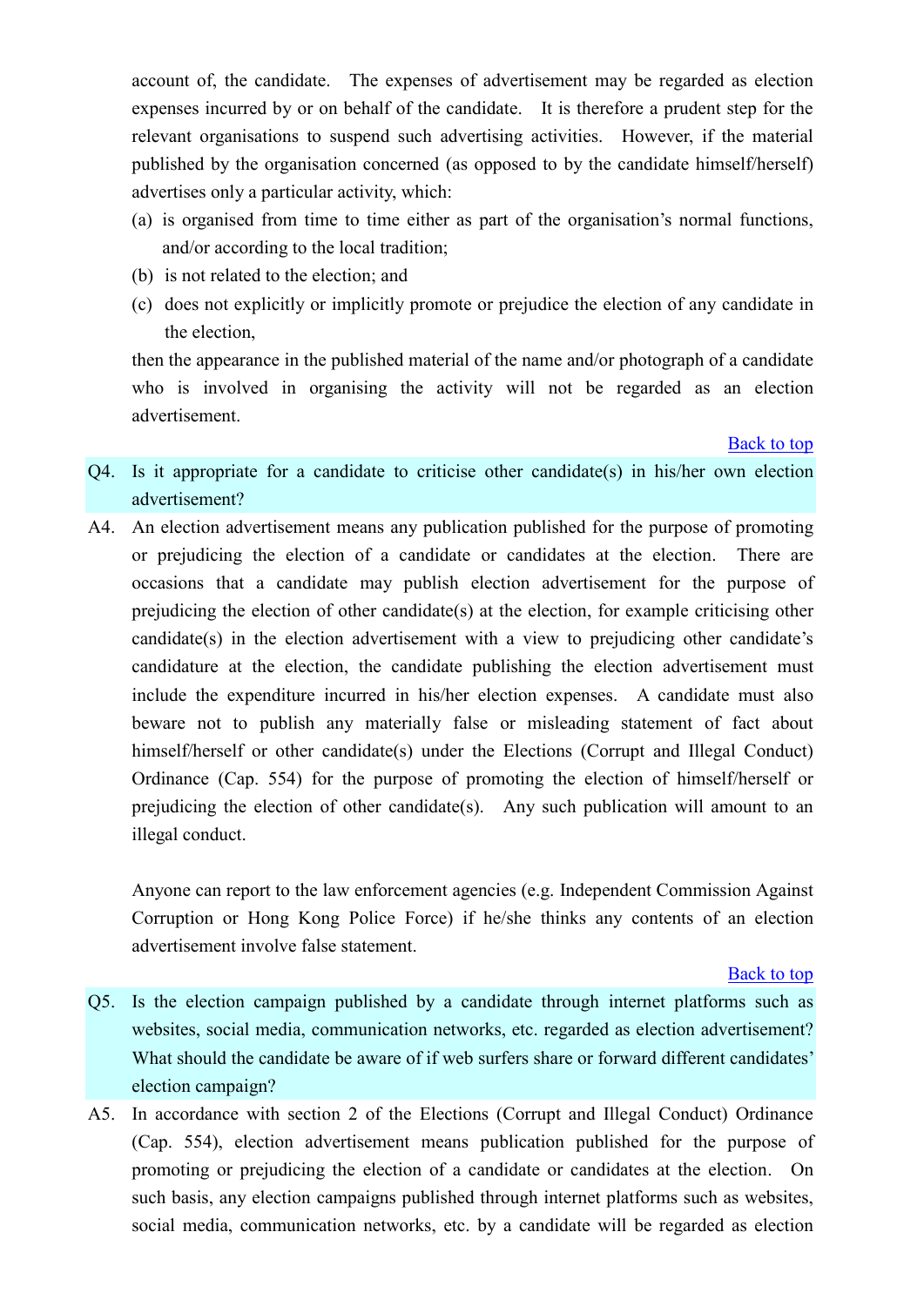account of, the candidate. The expenses of advertisement may be regarded as election expenses incurred by or on behalf of the candidate. It is therefore a prudent step for the relevant organisations to suspend such advertising activities. However, if the material published by the organisation concerned (as opposed to by the candidate himself/herself) advertises only a particular activity, which:

(a) is organised from time to time either as part of the organisation's normal functions, and/or according to the local tradition;

(b) is not related to the election; and

(c) does not explicitly or implicitly promote or prejudice the election of any candidate in the election,

then the appearance in the published material of the name and/or photograph of a candidate who is involved in organising the activity will not be regarded as an election advertisement.

Back to top

**Q4. Is it appropriate for a candidate to criticise other candidate(s) in his/her own election advertisement?**

A4. An election advertisement means any publication published for the purpose of promoting or prejudicing the election of a candidate or candidates at the election. There are occasions that a candidate may publish election advertisement for the purpose of prejudicing the election of other candidate(s) at the election, for example criticising other candidate(s) in the election advertisement with a view to prejudicing other candidate's candidature at the election, the candidate publishing the election advertisement must include the expenditure incurred in his/her election expenses. A candidate must also beware not to publish any materially false or misleading statement of fact about himself/herself or other candidate(s) under the Elections (Corrupt and Illegal Conduct) Ordinance (Cap. 554) for the purpose of promoting the election of himself/herself or prejudicing the election of other candidate(s). Any such publication will amount to an illegal conduct.

Anyone can report to the law enforcement agencies (e.g. Independent Commission Against Corruption or Hong Kong Police Force) if he/she thinks any contents of an election advertisement involve false statement.

Back to top

**Q5. Is the election campaign published by a candidate through internet platforms such as websites, social media, communication networks, etc. regarded as election advertisement? What should the candidate be aware of if web surfers share or forward different candidates' election campaign?**

A5. In accordance with section 2 of the Elections (Corrupt and Illegal Conduct) Ordinance (Cap. 554), election advertisement means publication published for the purpose of promoting or prejudicing the election of a candidate or candidates at the election. On such basis, any election campaigns published through internet platforms such as websites, social media, communication networks, etc. by a candidate will be regarded as election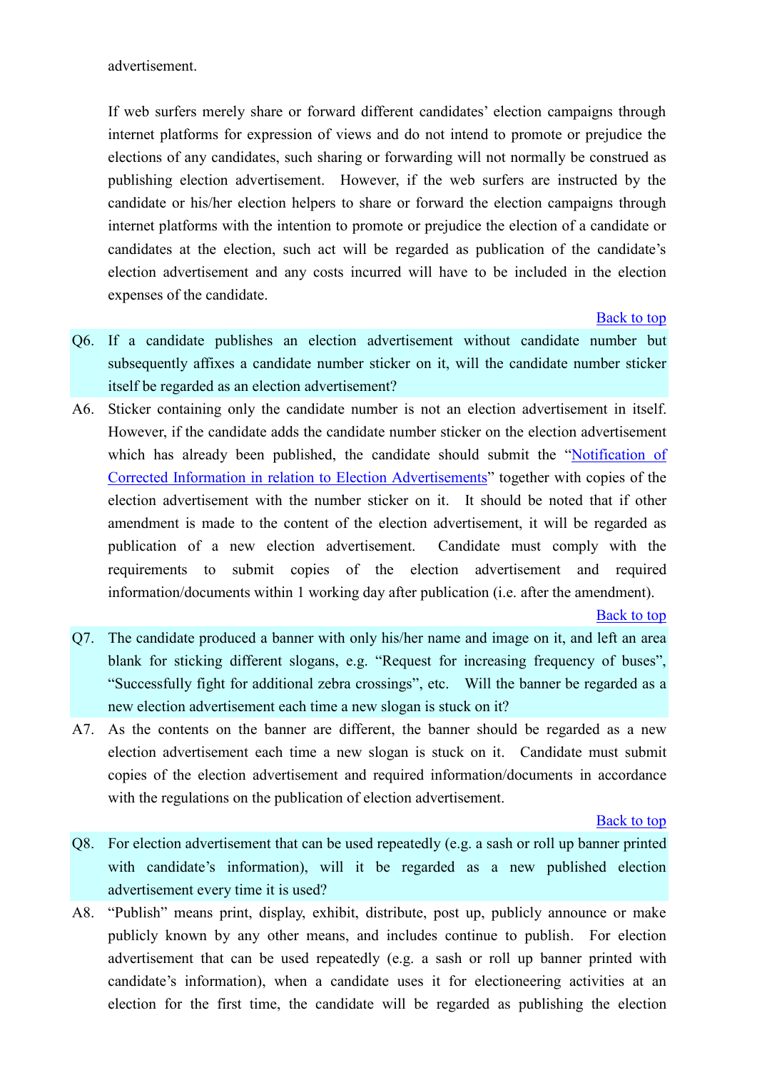advertisement.

If web surfers merely share or forward different candidates' election campaigns through internet platforms for expression of views and do not intend to promote or prejudice the elections of any candidates, such sharing or forwarding will not normally be construed as publishing election advertisement. However, if the web surfers are instructed by the candidate or his/her election helpers to share or forward the election campaigns through internet platforms with the intention to promote or prejudice the election of a candidate or candidates at the election, such act will be regarded as publication of the candidate's election advertisement and any costs incurred will have to be included in the election expenses of the candidate.

[Back to top]

**Q6. If a candidate publishes an election advertisement without candidate number but subsequently affixes a candidate number sticker on it, will the candidate number sticker itself be regarded as an election advertisement?**

A6. Sticker containing only the candidate number is not an election advertisement in itself. However, if the candidate adds the candidate number sticker on the election advertisement which has already been published, the candidate should submit the "[Notification of Corrected Information in relation to Election Advertisements]" together with copies of the election advertisement with the number sticker on it. It should be noted that if other amendment is made to the content of the election advertisement, it will be regarded as publication of a new election advertisement. Candidate must comply with the requirements to submit copies of the election advertisement and required information/documents within 1 working day after publication (i.e. after the amendment).

[Back to top]

**Q7. The candidate produced a banner with only his/her name and image on it, and left an area blank for sticking different slogans, e.g. "Request for increasing frequency of buses", "Successfully fight for additional zebra crossings", etc. Will the banner be regarded as a new election advertisement each time a new slogan is stuck on it?**

A7. As the contents on the banner are different, the banner should be regarded as a new election advertisement each time a new slogan is stuck on it. Candidate must submit copies of the election advertisement and required information/documents in accordance with the regulations on the publication of election advertisement.

[Back to top]

**Q8. For election advertisement that can be used repeatedly (e.g. a sash or roll up banner printed with candidate's information), will it be regarded as a new published election advertisement every time it is used?**

A8. "Publish" means print, display, exhibit, distribute, post up, publicly announce or make publicly known by any other means, and includes continue to publish. For election advertisement that can be used repeatedly (e.g. a sash or roll up banner printed with candidate's information), when a candidate uses it for electioneering activities at an election for the first time, the candidate will be regarded as publishing the election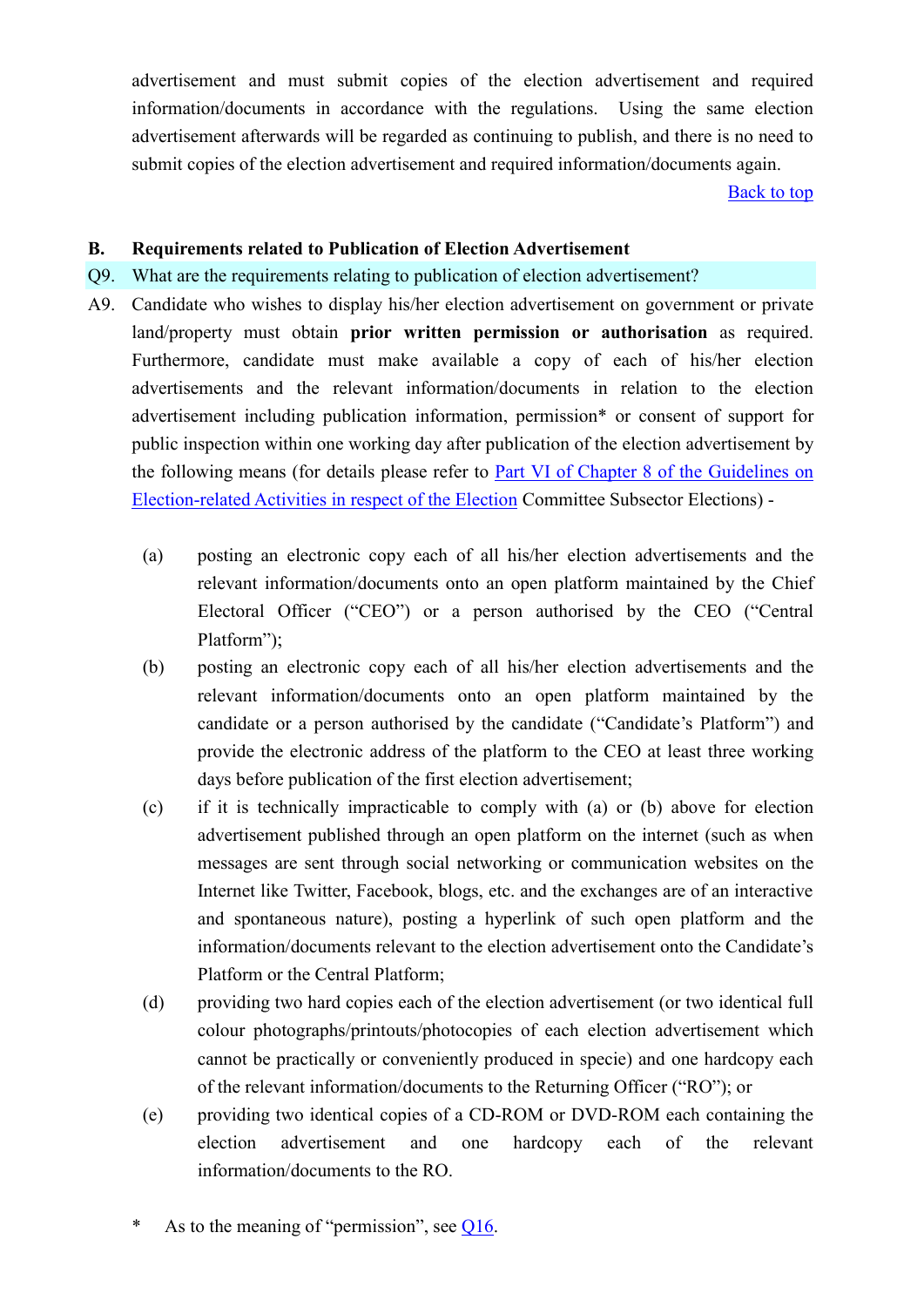advertisement and must submit copies of the election advertisement and required information/documents in accordance with the regulations. Using the same election advertisement afterwards will be regarded as continuing to publish, and there is no need to submit copies of the election advertisement and required information/documents again.

[Back to top]

**B. Requirements related to Publication of Election Advertisement**

Q9. What are the requirements relating to publication of election advertisement?

A9. Candidate who wishes to display his/her election advertisement on government or private land/property must obtain **prior written permission or authorisation** as required. Furthermore, candidate must make available a copy of each of his/her election advertisements and the relevant information/documents in relation to the election advertisement including publication information, permission* or consent of support for public inspection within one working day after publication of the election advertisement by the following means (for details please refer to [Part VI of Chapter 8 of the Guidelines on Election-related Activities in respect of the Election] Committee Subsector Elections) -

(a) posting an electronic copy each of all his/her election advertisements and the relevant information/documents onto an open platform maintained by the Chief Electoral Officer ("CEO") or a person authorised by the CEO ("Central Platform");

(b) posting an electronic copy each of all his/her election advertisements and the relevant information/documents onto an open platform maintained by the candidate or a person authorised by the candidate ("Candidate's Platform") and provide the electronic address of the platform to the CEO at least three working days before publication of the first election advertisement;

(c) if it is technically impracticable to comply with (a) or (b) above for election advertisement published through an open platform on the internet (such as when messages are sent through social networking or communication websites on the Internet like Twitter, Facebook, blogs, etc. and the exchanges are of an interactive and spontaneous nature), posting a hyperlink of such open platform and the information/documents relevant to the election advertisement onto the Candidate's Platform or the Central Platform;

(d) providing two hard copies each of the election advertisement (or two identical full colour photographs/printouts/photocopies of each election advertisement which cannot be practically or conveniently produced in specie) and one hardcopy each of the relevant information/documents to the Returning Officer ("RO"); or

(e) providing two identical copies of a CD-ROM or DVD-ROM each containing the election advertisement and one hardcopy each of the relevant information/documents to the RO.

\* As to the meaning of "permission", see [Q16].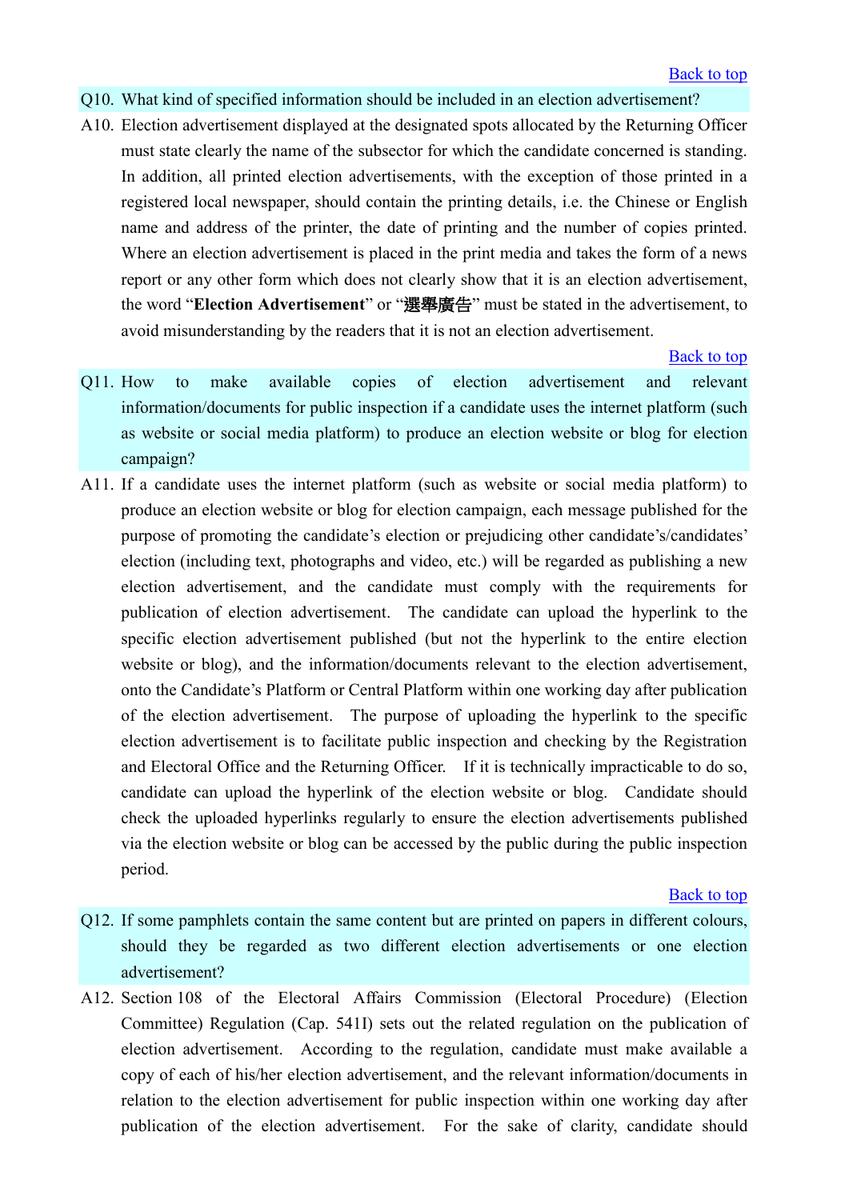[Back to top]

**Q10. What kind of specified information should be included in an election advertisement?**

A10. Election advertisement displayed at the designated spots allocated by the Returning Officer must state clearly the name of the subsector for which the candidate concerned is standing. In addition, all printed election advertisements, with the exception of those printed in a registered local newspaper, should contain the printing details, i.e. the Chinese or English name and address of the printer, the date of printing and the number of copies printed. Where an election advertisement is placed in the print media and takes the form of a news report or any other form which does not clearly show that it is an election advertisement, the word "**Election Advertisement**" or "**選舉廣告**" must be stated in the advertisement, to avoid misunderstanding by the readers that it is not an election advertisement.

[Back to top]

**Q11. How to make available copies of election advertisement and relevant information/documents for public inspection if a candidate uses the internet platform (such as website or social media platform) to produce an election website or blog for election campaign?**

A11. If a candidate uses the internet platform (such as website or social media platform) to produce an election website or blog for election campaign, each message published for the purpose of promoting the candidate's election or prejudicing other candidate's/candidates' election (including text, photographs and video, etc.) will be regarded as publishing a new election advertisement, and the candidate must comply with the requirements for publication of election advertisement. The candidate can upload the hyperlink to the specific election advertisement published (but not the hyperlink to the entire election website or blog), and the information/documents relevant to the election advertisement, onto the Candidate's Platform or Central Platform within one working day after publication of the election advertisement. The purpose of uploading the hyperlink to the specific election advertisement is to facilitate public inspection and checking by the Registration and Electoral Office and the Returning Officer. If it is technically impracticable to do so, candidate can upload the hyperlink of the election website or blog. Candidate should check the uploaded hyperlinks regularly to ensure the election advertisements published via the election website or blog can be accessed by the public during the public inspection period.

[Back to top]

**Q12. If some pamphlets contain the same content but are printed on papers in different colours, should they be regarded as two different election advertisements or one election advertisement?**

A12. Section 108 of the Electoral Affairs Commission (Electoral Procedure) (Election Committee) Regulation (Cap. 541I) sets out the related regulation on the publication of election advertisement. According to the regulation, candidate must make available a copy of each of his/her election advertisement, and the relevant information/documents in relation to the election advertisement for public inspection within one working day after publication of the election advertisement. For the sake of clarity, candidate should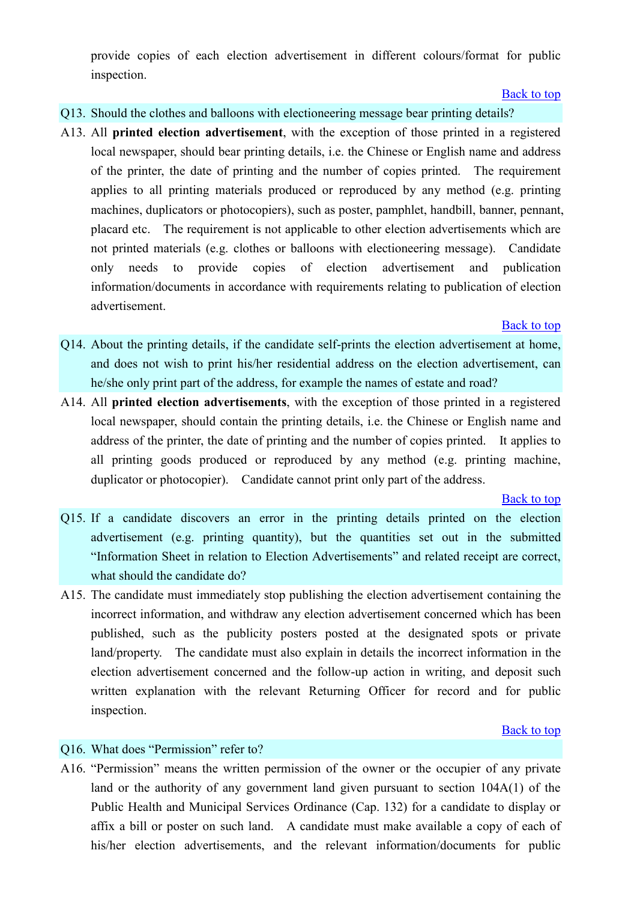provide copies of each election advertisement in different colours/format for public inspection.

[Back to top]

**Q13. Should the clothes and balloons with electioneering message bear printing details?**

A13. All **printed election advertisement**, with the exception of those printed in a registered local newspaper, should bear printing details, i.e. the Chinese or English name and address of the printer, the date of printing and the number of copies printed. The requirement applies to all printing materials produced or reproduced by any method (e.g. printing machines, duplicators or photocopiers), such as poster, pamphlet, handbill, banner, pennant, placard etc. The requirement is not applicable to other election advertisements which are not printed materials (e.g. clothes or balloons with electioneering message). Candidate only needs to provide copies of election advertisement and publication information/documents in accordance with requirements relating to publication of election advertisement.

[Back to top]

**Q14. About the printing details, if the candidate self-prints the election advertisement at home, and does not wish to print his/her residential address on the election advertisement, can he/she only print part of the address, for example the names of estate and road?**

A14. All **printed election advertisements**, with the exception of those printed in a registered local newspaper, should contain the printing details, i.e. the Chinese or English name and address of the printer, the date of printing and the number of copies printed. It applies to all printing goods produced or reproduced by any method (e.g. printing machine, duplicator or photocopier). Candidate cannot print only part of the address.

[Back to top]

**Q15. If a candidate discovers an error in the printing details printed on the election advertisement (e.g. printing quantity), but the quantities set out in the submitted "Information Sheet in relation to Election Advertisements" and related receipt are correct, what should the candidate do?**

A15. The candidate must immediately stop publishing the election advertisement containing the incorrect information, and withdraw any election advertisement concerned which has been published, such as the publicity posters posted at the designated spots or private land/property. The candidate must also explain in details the incorrect information in the election advertisement concerned and the follow-up action in writing, and deposit such written explanation with the relevant Returning Officer for record and for public inspection.

[Back to top]

**Q16. What does "Permission" refer to?**

A16. "Permission" means the written permission of the owner or the occupier of any private land or the authority of any government land given pursuant to section 104A(1) of the Public Health and Municipal Services Ordinance (Cap. 132) for a candidate to display or affix a bill or poster on such land. A candidate must make available a copy of each of his/her election advertisements, and the relevant information/documents for public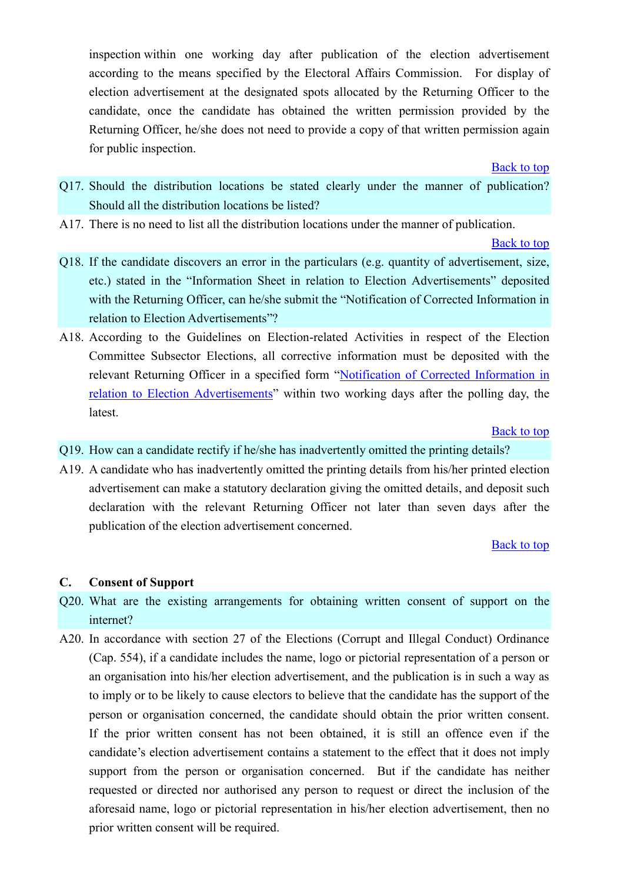inspection within one working day after publication of the election advertisement according to the means specified by the Electoral Affairs Commission. For display of election advertisement at the designated spots allocated by the Returning Officer to the candidate, once the candidate has obtained the written permission provided by the Returning Officer, he/she does not need to provide a copy of that written permission again for public inspection.

Back to top

**Q17. Should the distribution locations be stated clearly under the manner of publication? Should all the distribution locations be listed?**

A17. There is no need to list all the distribution locations under the manner of publication.

Back to top

**Q18. If the candidate discovers an error in the particulars (e.g. quantity of advertisement, size, etc.) stated in the "Information Sheet in relation to Election Advertisements" deposited with the Returning Officer, can he/she submit the "Notification of Corrected Information in relation to Election Advertisements"?**

A18. According to the Guidelines on Election-related Activities in respect of the Election Committee Subsector Elections, all corrective information must be deposited with the relevant Returning Officer in a specified form "Notification of Corrected Information in relation to Election Advertisements" within two working days after the polling day, the latest.

Back to top

**Q19. How can a candidate rectify if he/she has inadvertently omitted the printing details?**

A19. A candidate who has inadvertently omitted the printing details from his/her printed election advertisement can make a statutory declaration giving the omitted details, and deposit such declaration with the relevant Returning Officer not later than seven days after the publication of the election advertisement concerned.

Back to top

## C. Consent of Support

**Q20. What are the existing arrangements for obtaining written consent of support on the internet?**

A20. In accordance with section 27 of the Elections (Corrupt and Illegal Conduct) Ordinance (Cap. 554), if a candidate includes the name, logo or pictorial representation of a person or an organisation into his/her election advertisement, and the publication is in such a way as to imply or to be likely to cause electors to believe that the candidate has the support of the person or organisation concerned, the candidate should obtain the prior written consent. If the prior written consent has not been obtained, it is still an offence even if the candidate's election advertisement contains a statement to the effect that it does not imply support from the person or organisation concerned. But if the candidate has neither requested or directed nor authorised any person to request or direct the inclusion of the aforesaid name, logo or pictorial representation in his/her election advertisement, then no prior written consent will be required.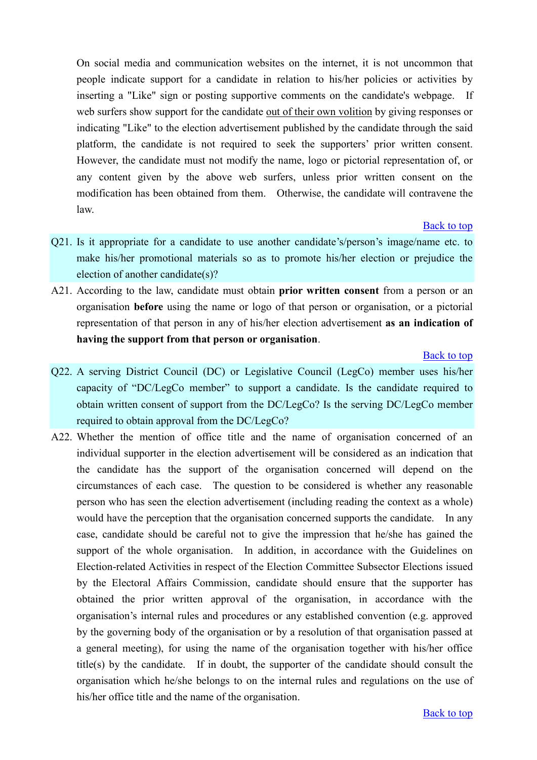On social media and communication websites on the internet, it is not uncommon that people indicate support for a candidate in relation to his/her policies or activities by inserting a "Like" sign or posting supportive comments on the candidate's webpage. If web surfers show support for the candidate out of their own volition by giving responses or indicating "Like" to the election advertisement published by the candidate through the said platform, the candidate is not required to seek the supporters' prior written consent. However, the candidate must not modify the name, logo or pictorial representation of, or any content given by the above web surfers, unless prior written consent on the modification has been obtained from them. Otherwise, the candidate will contravene the law.

Back to top

Q21. Is it appropriate for a candidate to use another candidate's/person's image/name etc. to make his/her promotional materials so as to promote his/her election or prejudice the election of another candidate(s)?

A21. According to the law, candidate must obtain **prior written consent** from a person or an organisation **before** using the name or logo of that person or organisation, or a pictorial representation of that person in any of his/her election advertisement **as an indication of having the support from that person or organisation**.

Back to top

Q22. A serving District Council (DC) or Legislative Council (LegCo) member uses his/her capacity of "DC/LegCo member" to support a candidate. Is the candidate required to obtain written consent of support from the DC/LegCo? Is the serving DC/LegCo member required to obtain approval from the DC/LegCo?

A22. Whether the mention of office title and the name of organisation concerned of an individual supporter in the election advertisement will be considered as an indication that the candidate has the support of the organisation concerned will depend on the circumstances of each case. The question to be considered is whether any reasonable person who has seen the election advertisement (including reading the context as a whole) would have the perception that the organisation concerned supports the candidate. In any case, candidate should be careful not to give the impression that he/she has gained the support of the whole organisation. In addition, in accordance with the Guidelines on Election-related Activities in respect of the Election Committee Subsector Elections issued by the Electoral Affairs Commission, candidate should ensure that the supporter has obtained the prior written approval of the organisation, in accordance with the organisation's internal rules and procedures or any established convention (e.g. approved by the governing body of the organisation or by a resolution of that organisation passed at a general meeting), for using the name of the organisation together with his/her office title(s) by the candidate. If in doubt, the supporter of the candidate should consult the organisation which he/she belongs to on the internal rules and regulations on the use of his/her office title and the name of the organisation.

Back to top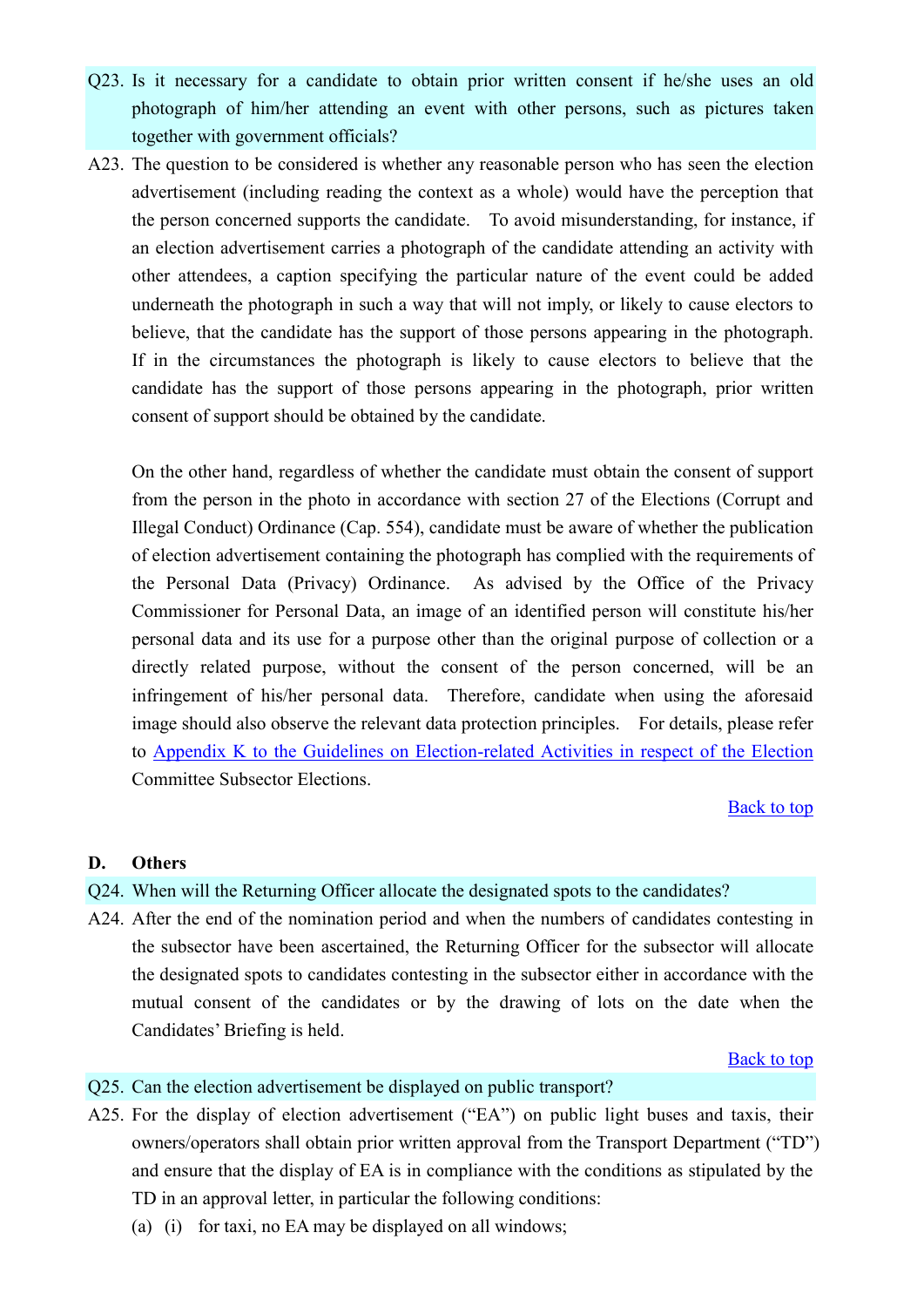**Q23. Is it necessary for a candidate to obtain prior written consent if he/she uses an old photograph of him/her attending an event with other persons, such as pictures taken together with government officials?**

A23. The question to be considered is whether any reasonable person who has seen the election advertisement (including reading the context as a whole) would have the perception that the person concerned supports the candidate. To avoid misunderstanding, for instance, if an election advertisement carries a photograph of the candidate attending an activity with other attendees, a caption specifying the particular nature of the event could be added underneath the photograph in such a way that will not imply, or likely to cause electors to believe, that the candidate has the support of those persons appearing in the photograph. If in the circumstances the photograph is likely to cause electors to believe that the candidate has the support of those persons appearing in the photograph, prior written consent of support should be obtained by the candidate.

On the other hand, regardless of whether the candidate must obtain the consent of support from the person in the photo in accordance with section 27 of the Elections (Corrupt and Illegal Conduct) Ordinance (Cap. 554), candidate must be aware of whether the publication of election advertisement containing the photograph has complied with the requirements of the Personal Data (Privacy) Ordinance. As advised by the Office of the Privacy Commissioner for Personal Data, an image of an identified person will constitute his/her personal data and its use for a purpose other than the original purpose of collection or a directly related purpose, without the consent of the person concerned, will be an infringement of his/her personal data. Therefore, candidate when using the aforesaid image should also observe the relevant data protection principles. For details, please refer to Appendix K to the Guidelines on Election-related Activities in respect of the Election Committee Subsector Elections.

Back to top

## D. Others

**Q24. When will the Returning Officer allocate the designated spots to the candidates?**

A24. After the end of the nomination period and when the numbers of candidates contesting in the subsector have been ascertained, the Returning Officer for the subsector will allocate the designated spots to candidates contesting in the subsector either in accordance with the mutual consent of the candidates or by the drawing of lots on the date when the Candidates' Briefing is held.

Back to top

**Q25. Can the election advertisement be displayed on public transport?**

A25. For the display of election advertisement ("EA") on public light buses and taxis, their owners/operators shall obtain prior written approval from the Transport Department ("TD") and ensure that the display of EA is in compliance with the conditions as stipulated by the TD in an approval letter, in particular the following conditions:

(a) (i) for taxi, no EA may be displayed on all windows;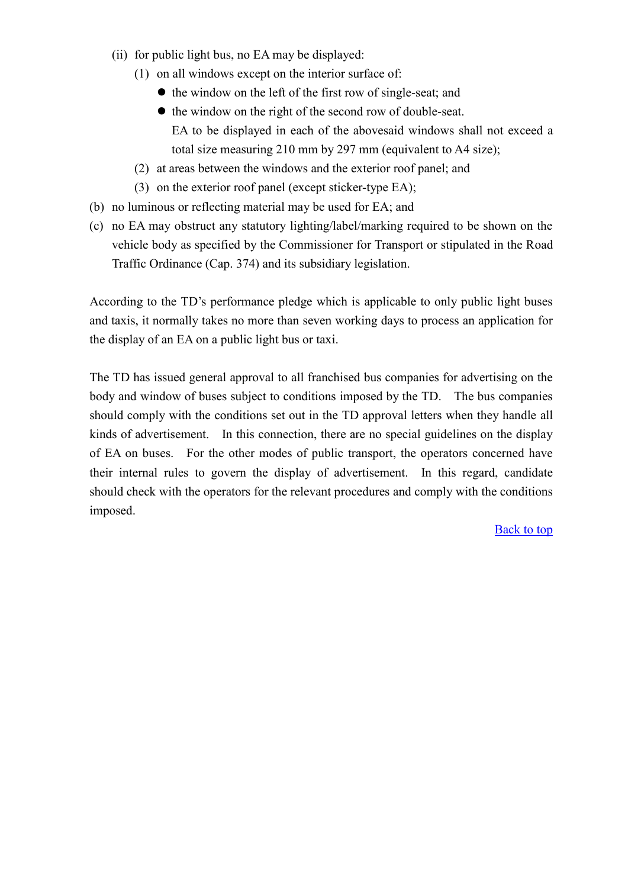- (ii) for public light bus, no EA may be displayed:
  - (1) on all windows except on the interior surface of:
    - the window on the left of the first row of single-seat; and
    - the window on the right of the second row of double-seat.

      EA to be displayed in each of the abovesaid windows shall not exceed a total size measuring 210 mm by 297 mm (equivalent to A4 size);
  - (2) at areas between the windows and the exterior roof panel; and
  - (3) on the exterior roof panel (except sticker-type EA);
- (b) no luminous or reflecting material may be used for EA; and
- (c) no EA may obstruct any statutory lighting/label/marking required to be shown on the vehicle body as specified by the Commissioner for Transport or stipulated in the Road Traffic Ordinance (Cap. 374) and its subsidiary legislation.

According to the TD's performance pledge which is applicable to only public light buses and taxis, it normally takes no more than seven working days to process an application for the display of an EA on a public light bus or taxi.

The TD has issued general approval to all franchised bus companies for advertising on the body and window of buses subject to conditions imposed by the TD. The bus companies should comply with the conditions set out in the TD approval letters when they handle all kinds of advertisement. In this connection, there are no special guidelines on the display of EA on buses. For the other modes of public transport, the operators concerned have their internal rules to govern the display of advertisement. In this regard, candidate should check with the operators for the relevant procedures and comply with the conditions imposed.

Back to top